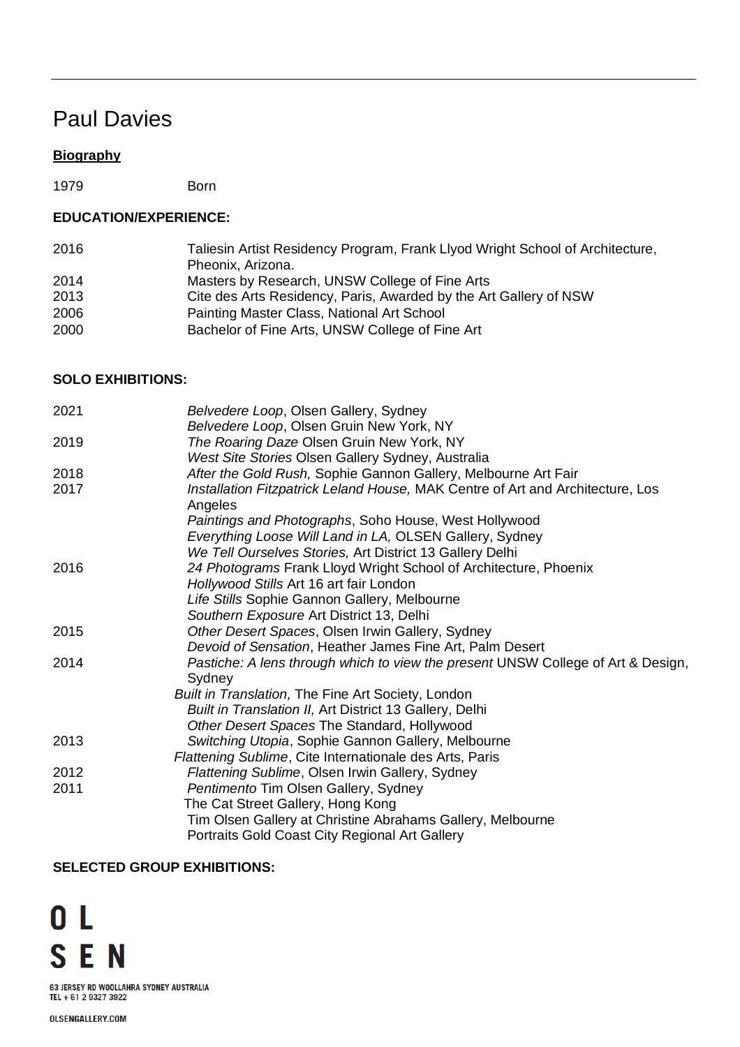# Paul Davies

**Biography**

1979 Born

**EDUCATION/EXPERIENCE:**

2016 Taliesin Artist Residency Program, Frank Llyod Wright School of Architecture, Pheonix, Arizona.
2014 Masters by Research, UNSW College of Fine Arts
2013 Cite des Arts Residency, Paris, Awarded by the Art Gallery of NSW
2006 Painting Master Class, National Art School
2000 Bachelor of Fine Arts, UNSW College of Fine Art

**SOLO EXHIBITIONS:**

2021 *Belvedere Loop*, Olsen Gallery, Sydney
*Belvedere Loop*, Olsen Gruin New York, NY
2019 *The Roaring Daze* Olsen Gruin New York, NY
*West Site Stories* Olsen Gallery Sydney, Australia
2018 *After the Gold Rush,* Sophie Gannon Gallery, Melbourne Art Fair
2017 *Installation Fitzpatrick Leland House,* MAK Centre of Art and Architecture, Los Angeles
*Paintings and Photographs*, Soho House, West Hollywood
*Everything Loose Will Land in LA,* OLSEN Gallery, Sydney
*We Tell Ourselves Stories,* Art District 13 Gallery Delhi
2016 *24 Photograms* Frank Lloyd Wright School of Architecture, Phoenix
*Hollywood Stills* Art 16 art fair London
*Life Stills* Sophie Gannon Gallery, Melbourne
*Southern Exposure* Art District 13, Delhi
2015 *Other Desert Spaces*, Olsen Irwin Gallery, Sydney
*Devoid of Sensation*, Heather James Fine Art, Palm Desert
2014 *Pastiche: A lens through which to view the present* UNSW College of Art & Design, Sydney
*Built in Translation,* The Fine Art Society, London
*Built in Translation II,* Art District 13 Gallery, Delhi
*Other Desert Spaces* The Standard, Hollywood
2013 *Switching Utopia*, Sophie Gannon Gallery, Melbourne
*Flattening Sublime*, Cite Internationale des Arts, Paris
2012 *Flattening Sublime*, Olsen Irwin Gallery, Sydney
2011 *Pentimento* Tim Olsen Gallery, Sydney
The Cat Street Gallery, Hong Kong
Tim Olsen Gallery at Christine Abrahams Gallery, Melbourne
Portraits Gold Coast City Regional Art Gallery

**SELECTED GROUP EXHIBITIONS:**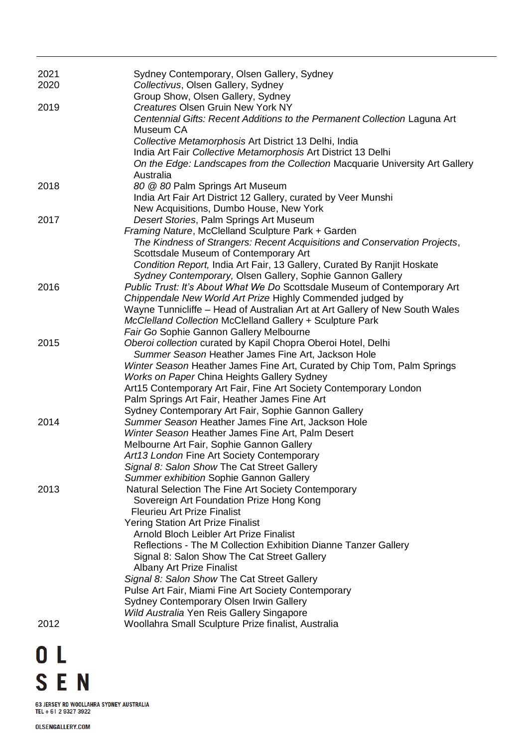| | |
|---|---|
| 2021 | Sydney Contemporary, Olsen Gallery, Sydney |
| 2020 | *Collectivus*, Olsen Gallery, Sydney |
| | Group Show, Olsen Gallery, Sydney |
| 2019 | *Creatures* Olsen Gruin New York NY |
| | *Centennial Gifts: Recent Additions to the Permanent Collection* Laguna Art Museum CA |
| | *Collective Metamorphosis* Art District 13 Delhi, India |
| | India Art Fair *Collective Metamorphosis* Art District 13 Delhi |
| | *On the Edge: Landscapes from the Collection* Macquarie University Art Gallery Australia |
| 2018 | *80 @ 80* Palm Springs Art Museum |
| | India Art Fair Art District 12 Gallery, curated by Veer Munshi |
| | New Acquisitions, Dumbo House, New York |
| 2017 | *Desert Stories*, Palm Springs Art Museum |
| | *Framing Nature*, McClelland Sculpture Park + Garden |
| | *The Kindness of Strangers: Recent Acquisitions and Conservation Projects*, Scottsdale Museum of Contemporary Art |
| | *Condition Report,* India Art Fair, 13 Gallery, Curated By Ranjit Hoskate |
| | *Sydney Contemporary,* Olsen Gallery, Sophie Gannon Gallery |
| 2016 | *Public Trust: It's About What We Do* Scottsdale Museum of Contemporary Art |
| | *Chippendale New World Art Prize* Highly Commended judged by Wayne Tunnicliffe – Head of Australian Art at Art Gallery of New South Wales |
| | *McClelland Collection* McClelland Gallery + Sculpture Park |
| | *Fair Go* Sophie Gannon Gallery Melbourne |
| 2015 | *Oberoi collection* curated by Kapil Chopra Oberoi Hotel, Delhi |
| | *Summer Season* Heather James Fine Art, Jackson Hole |
| | *Winter Season* Heather James Fine Art, Curated by Chip Tom, Palm Springs |
| | *Works on Paper* China Heights Gallery Sydney |
| | Art15 Contemporary Art Fair, Fine Art Society Contemporary London |
| | Palm Springs Art Fair, Heather James Fine Art |
| | Sydney Contemporary Art Fair, Sophie Gannon Gallery |
| 2014 | *Summer Season* Heather James Fine Art, Jackson Hole |
| | *Winter Season* Heather James Fine Art, Palm Desert |
| | Melbourne Art Fair, Sophie Gannon Gallery |
| | *Art13 London* Fine Art Society Contemporary |
| | *Signal 8: Salon Show* The Cat Street Gallery |
| | *Summer exhibition* Sophie Gannon Gallery |
| 2013 | Natural Selection The Fine Art Society Contemporary |
| | Sovereign Art Foundation Prize Hong Kong |
| | Fleurieu Art Prize Finalist |
| | Yering Station Art Prize Finalist |
| | Arnold Bloch Leibler Art Prize Finalist |
| | Reflections - The M Collection Exhibition Dianne Tanzer Gallery |
| | Signal 8: Salon Show The Cat Street Gallery |
| | Albany Art Prize Finalist |
| | *Signal 8: Salon Show* The Cat Street Gallery |
| | Pulse Art Fair, Miami Fine Art Society Contemporary |
| | Sydney Contemporary Olsen Irwin Gallery |
| | *Wild Australia* Yen Reis Gallery Singapore |
| 2012 | Woollahra Small Sculpture Prize finalist, Australia |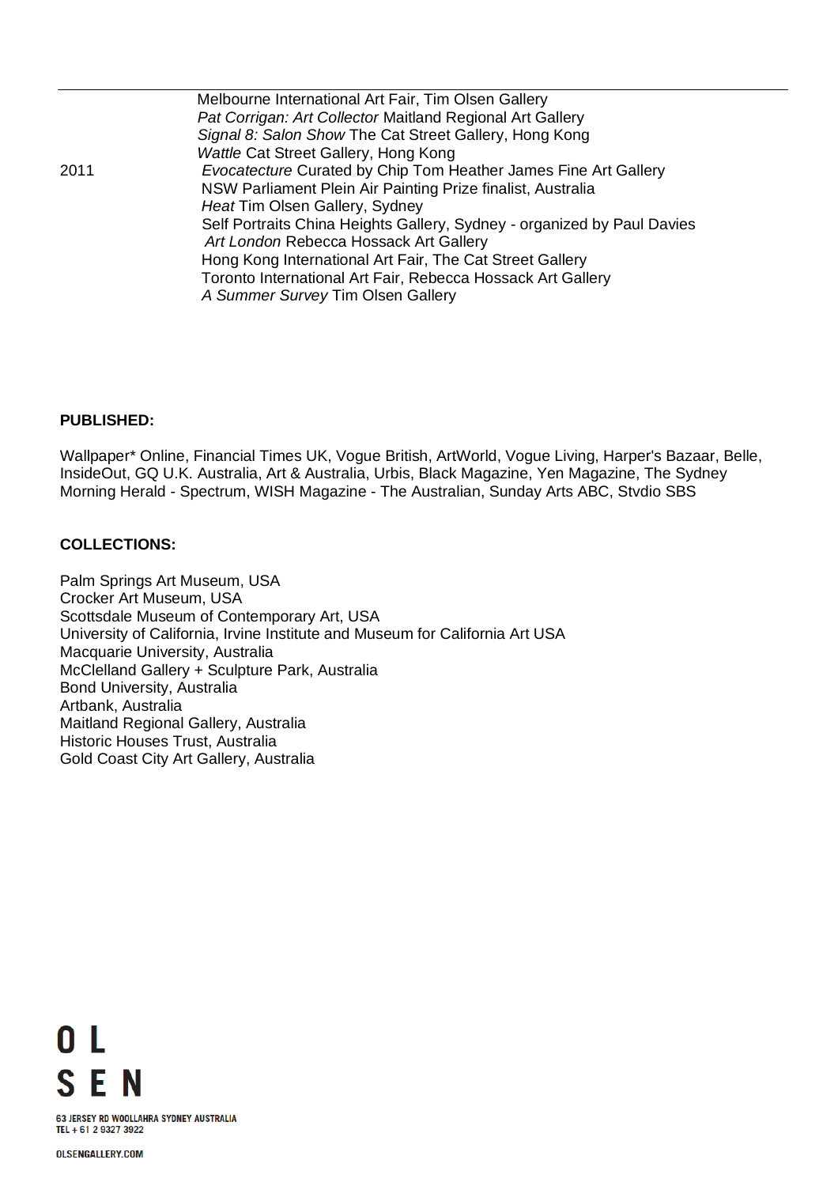| | |
|---|---|
| | Melbourne International Art Fair, Tim Olsen Gallery |
| | *Pat Corrigan: Art Collector* Maitland Regional Art Gallery |
| | *Signal 8: Salon Show* The Cat Street Gallery, Hong Kong |
| | *Wattle* Cat Street Gallery, Hong Kong |
| 2011 | *Evocatecture* Curated by Chip Tom Heather James Fine Art Gallery |
| | NSW Parliament Plein Air Painting Prize finalist, Australia |
| | *Heat* Tim Olsen Gallery, Sydney |
| | Self Portraits China Heights Gallery, Sydney - organized by Paul Davies |
| | *Art London* Rebecca Hossack Art Gallery |
| | Hong Kong International Art Fair, The Cat Street Gallery |
| | Toronto International Art Fair, Rebecca Hossack Art Gallery |
| | *A Summer Survey* Tim Olsen Gallery |

**PUBLISHED:**

Wallpaper* Online, Financial Times UK, Vogue British, ArtWorld, Vogue Living, Harper's Bazaar, Belle, InsideOut, GQ U.K. Australia, Art & Australia, Urbis, Black Magazine, Yen Magazine, The Sydney Morning Herald - Spectrum, WISH Magazine - The Australian, Sunday Arts ABC, Stvdio SBS

**COLLECTIONS:**

Palm Springs Art Museum, USA
Crocker Art Museum, USA
Scottsdale Museum of Contemporary Art, USA
University of California, Irvine Institute and Museum for California Art USA
Macquarie University, Australia
McClelland Gallery + Sculpture Park, Australia
Bond University, Australia
Artbank, Australia
Maitland Regional Gallery, Australia
Historic Houses Trust, Australia
Gold Coast City Art Gallery, Australia